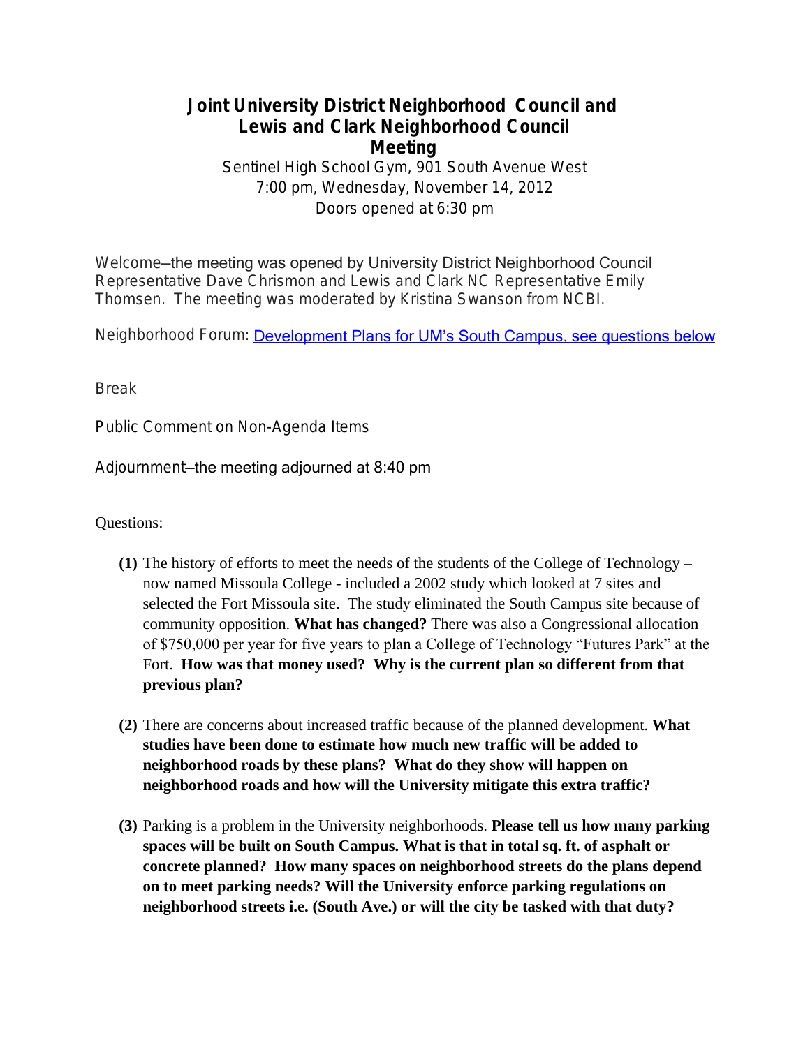# Joint University District Neighborhood Council and Lewis and Clark Neighborhood Council Meeting

Sentinel High School Gym, 901 South Avenue West
7:00 pm, Wednesday, November 14, 2012
Doors opened at 6:30 pm

Welcome–the meeting was opened by University District Neighborhood Council Representative Dave Chrismon and Lewis and Clark NC Representative Emily Thomsen. The meeting was moderated by Kristina Swanson from NCBI.

Neighborhood Forum: Development Plans for UM's South Campus, see questions below

Break

Public Comment on Non-Agenda Items

Adjournment–the meeting adjourned at 8:40 pm

Questions:

**(1)** The history of efforts to meet the needs of the students of the College of Technology – now named Missoula College - included a 2002 study which looked at 7 sites and selected the Fort Missoula site. The study eliminated the South Campus site because of community opposition. **What has changed?** There was also a Congressional allocation of $750,000 per year for five years to plan a College of Technology "Futures Park" at the Fort. **How was that money used? Why is the current plan so different from that previous plan?**

**(2)** There are concerns about increased traffic because of the planned development. **What studies have been done to estimate how much new traffic will be added to neighborhood roads by these plans? What do they show will happen on neighborhood roads and how will the University mitigate this extra traffic?**

**(3)** Parking is a problem in the University neighborhoods. **Please tell us how many parking spaces will be built on South Campus. What is that in total sq. ft. of asphalt or concrete planned? How many spaces on neighborhood streets do the plans depend on to meet parking needs? Will the University enforce parking regulations on neighborhood streets i.e. (South Ave.) or will the city be tasked with that duty?**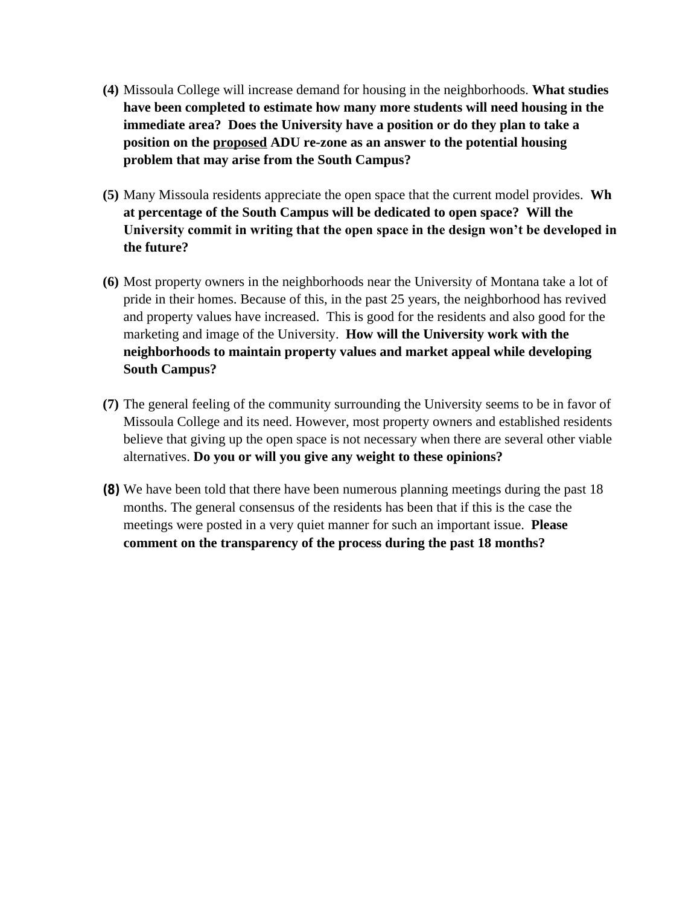**(4)** Missoula College will increase demand for housing in the neighborhoods. **What studies have been completed to estimate how many more students will need housing in the immediate area? Does the University have a position or do they plan to take a position on the <u>proposed</u> ADU re-zone as an answer to the potential housing problem that may arise from the South Campus?**

**(5)** Many Missoula residents appreciate the open space that the current model provides. **Wh at percentage of the South Campus will be dedicated to open space? Will the University commit in writing that the open space in the design won't be developed in the future?**

**(6)** Most property owners in the neighborhoods near the University of Montana take a lot of pride in their homes. Because of this, in the past 25 years, the neighborhood has revived and property values have increased. This is good for the residents and also good for the marketing and image of the University. **How will the University work with the neighborhoods to maintain property values and market appeal while developing South Campus?**

**(7)** The general feeling of the community surrounding the University seems to be in favor of Missoula College and its need. However, most property owners and established residents believe that giving up the open space is not necessary when there are several other viable alternatives. **Do you or will you give any weight to these opinions?**

**(8)** We have been told that there have been numerous planning meetings during the past 18 months. The general consensus of the residents has been that if this is the case the meetings were posted in a very quiet manner for such an important issue. **Please comment on the transparency of the process during the past 18 months?**